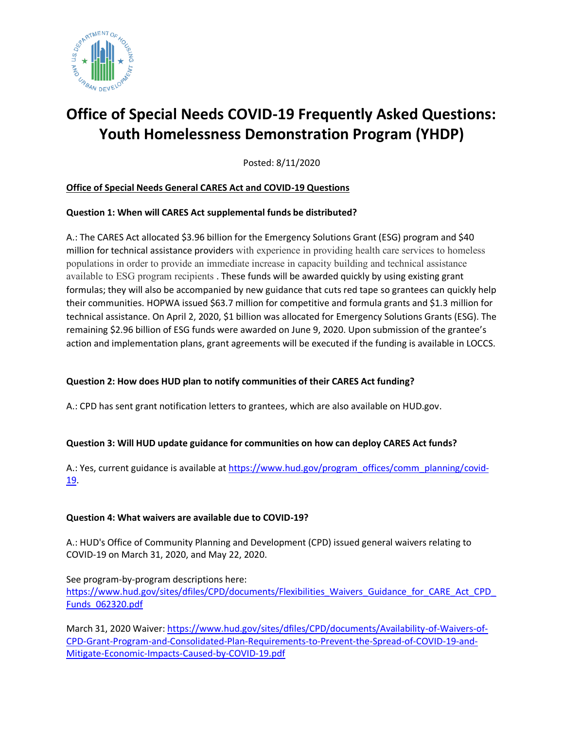# Office of Special Needs COVID-19 Frequently Asked Questions: Youth Homelessness Demonstration Program (YHDP)

Posted: 8/11/2020

## Office of Special Needs General CARES Act and COVID-19 Questions

**Question 1: When will CARES Act supplemental funds be distributed?**

A.: The CARES Act allocated $3.96 billion for the Emergency Solutions Grant (ESG) program and $40 million for technical assistance providers with experience in providing health care services to homeless populations in order to provide an immediate increase in capacity building and technical assistance available to ESG program recipients . These funds will be awarded quickly by using existing grant formulas; they will also be accompanied by new guidance that cuts red tape so grantees can quickly help their communities. HOPWA issued $63.7 million for competitive and formula grants and $1.3 million for technical assistance. On April 2, 2020, $1 billion was allocated for Emergency Solutions Grants (ESG). The remaining $2.96 billion of ESG funds were awarded on June 9, 2020. Upon submission of the grantee's action and implementation plans, grant agreements will be executed if the funding is available in LOCCS.

**Question 2: How does HUD plan to notify communities of their CARES Act funding?**

A.: CPD has sent grant notification letters to grantees, which are also available on HUD.gov.

**Question 3: Will HUD update guidance for communities on how can deploy CARES Act funds?**

A.: Yes, current guidance is available at https://www.hud.gov/program_offices/comm_planning/covid-19.

**Question 4: What waivers are available due to COVID-19?**

A.: HUD's Office of Community Planning and Development (CPD) issued general waivers relating to COVID-19 on March 31, 2020, and May 22, 2020.

See program-by-program descriptions here: https://www.hud.gov/sites/dfiles/CPD/documents/Flexibilities_Waivers_Guidance_for_CARE_Act_CPD_Funds_062320.pdf

March 31, 2020 Waiver: https://www.hud.gov/sites/dfiles/CPD/documents/Availability-of-Waivers-of-CPD-Grant-Program-and-Consolidated-Plan-Requirements-to-Prevent-the-Spread-of-COVID-19-and-Mitigate-Economic-Impacts-Caused-by-COVID-19.pdf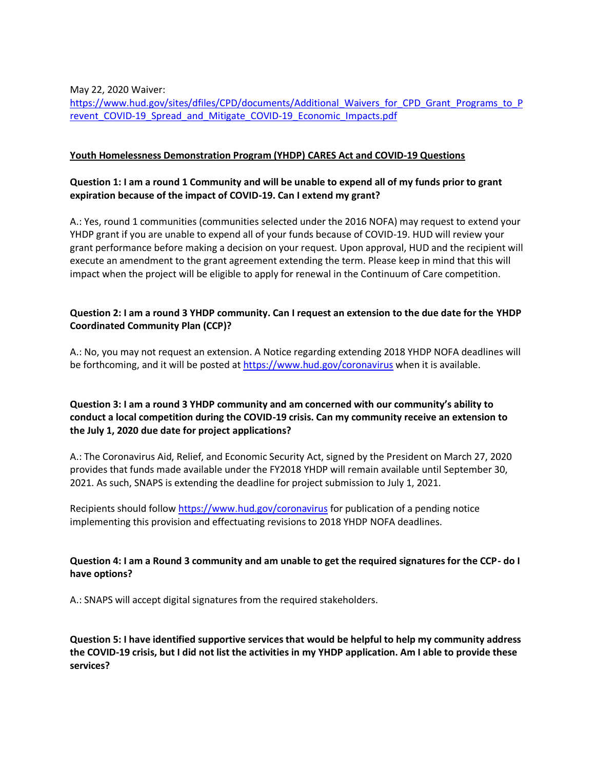May 22, 2020 Waiver:
https://www.hud.gov/sites/dfiles/CPD/documents/Additional_Waivers_for_CPD_Grant_Programs_to_Prevent_COVID-19_Spread_and_Mitigate_COVID-19_Economic_Impacts.pdf

**Youth Homelessness Demonstration Program (YHDP) CARES Act and COVID-19 Questions**

**Question 1: I am a round 1 Community and will be unable to expend all of my funds prior to grant expiration because of the impact of COVID-19. Can I extend my grant?**

A.: Yes, round 1 communities (communities selected under the 2016 NOFA) may request to extend your YHDP grant if you are unable to expend all of your funds because of COVID-19. HUD will review your grant performance before making a decision on your request. Upon approval, HUD and the recipient will execute an amendment to the grant agreement extending the term. Please keep in mind that this will impact when the project will be eligible to apply for renewal in the Continuum of Care competition.

**Question 2: I am a round 3 YHDP community. Can I request an extension to the due date for the YHDP Coordinated Community Plan (CCP)?**

A.: No, you may not request an extension. A Notice regarding extending 2018 YHDP NOFA deadlines will be forthcoming, and it will be posted at https://www.hud.gov/coronavirus when it is available.

**Question 3: I am a round 3 YHDP community and am concerned with our community's ability to conduct a local competition during the COVID-19 crisis. Can my community receive an extension to the July 1, 2020 due date for project applications?**

A.: The Coronavirus Aid, Relief, and Economic Security Act, signed by the President on March 27, 2020 provides that funds made available under the FY2018 YHDP will remain available until September 30, 2021. As such, SNAPS is extending the deadline for project submission to July 1, 2021.

Recipients should follow https://www.hud.gov/coronavirus for publication of a pending notice implementing this provision and effectuating revisions to 2018 YHDP NOFA deadlines.

**Question 4: I am a Round 3 community and am unable to get the required signatures for the CCP- do I have options?**

A.: SNAPS will accept digital signatures from the required stakeholders.

**Question 5: I have identified supportive services that would be helpful to help my community address the COVID-19 crisis, but I did not list the activities in my YHDP application. Am I able to provide these services?**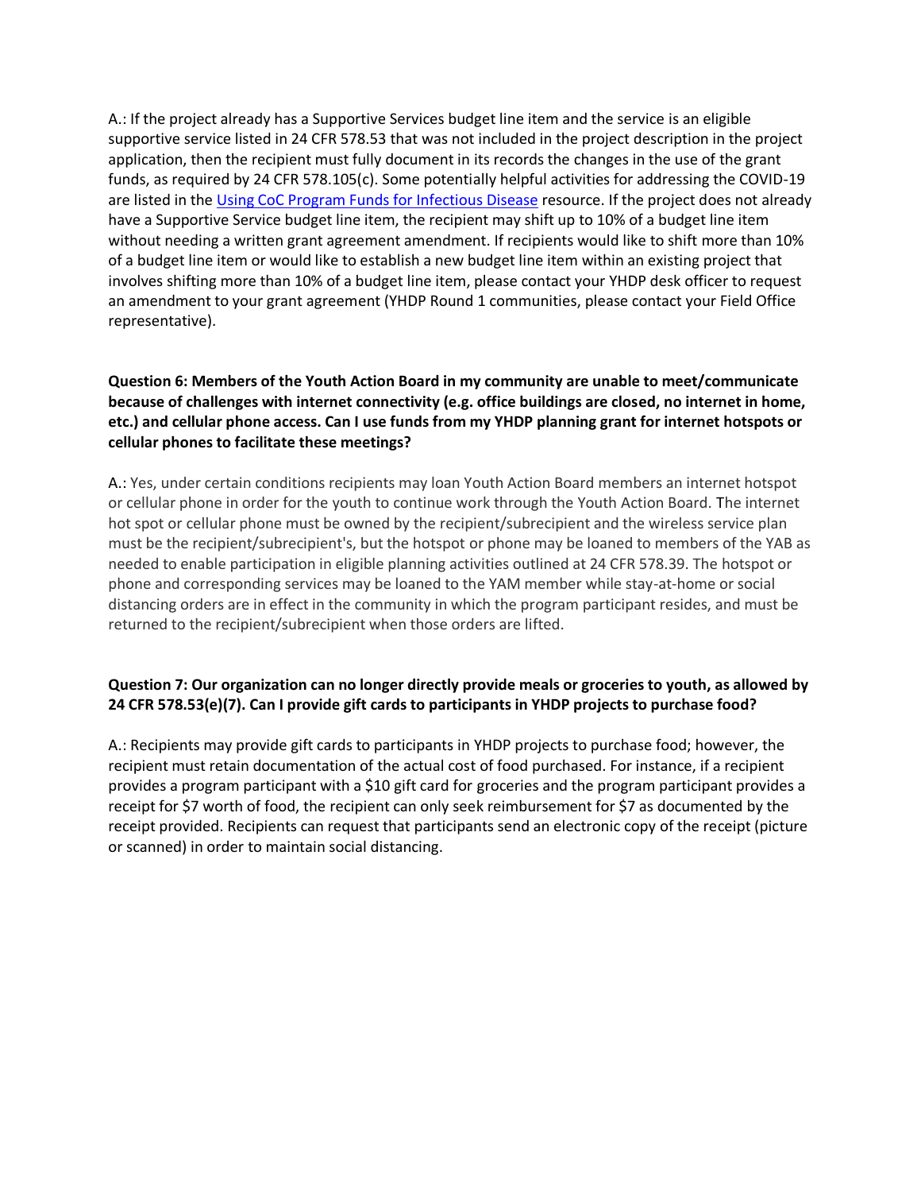A.: If the project already has a Supportive Services budget line item and the service is an eligible supportive service listed in 24 CFR 578.53 that was not included in the project description in the project application, then the recipient must fully document in its records the changes in the use of the grant funds, as required by 24 CFR 578.105(c). Some potentially helpful activities for addressing the COVID-19 are listed in the [Using CoC Program Funds for Infectious Disease] resource. If the project does not already have a Supportive Service budget line item, the recipient may shift up to 10% of a budget line item without needing a written grant agreement amendment. If recipients would like to shift more than 10% of a budget line item or would like to establish a new budget line item within an existing project that involves shifting more than 10% of a budget line item, please contact your YHDP desk officer to request an amendment to your grant agreement (YHDP Round 1 communities, please contact your Field Office representative).

**Question 6: Members of the Youth Action Board in my community are unable to meet/communicate because of challenges with internet connectivity (e.g. office buildings are closed, no internet in home, etc.) and cellular phone access. Can I use funds from my YHDP planning grant for internet hotspots or cellular phones to facilitate these meetings?**

A.: Yes, under certain conditions recipients may loan Youth Action Board members an internet hotspot or cellular phone in order for the youth to continue work through the Youth Action Board. The internet hot spot or cellular phone must be owned by the recipient/subrecipient and the wireless service plan must be the recipient/subrecipient's, but the hotspot or phone may be loaned to members of the YAB as needed to enable participation in eligible planning activities outlined at 24 CFR 578.39. The hotspot or phone and corresponding services may be loaned to the YAM member while stay-at-home or social distancing orders are in effect in the community in which the program participant resides, and must be returned to the recipient/subrecipient when those orders are lifted.

**Question 7: Our organization can no longer directly provide meals or groceries to youth, as allowed by 24 CFR 578.53(e)(7). Can I provide gift cards to participants in YHDP projects to purchase food?**

A.: Recipients may provide gift cards to participants in YHDP projects to purchase food; however, the recipient must retain documentation of the actual cost of food purchased. For instance, if a recipient provides a program participant with a $10 gift card for groceries and the program participant provides a receipt for $7 worth of food, the recipient can only seek reimbursement for $7 as documented by the receipt provided. Recipients can request that participants send an electronic copy of the receipt (picture or scanned) in order to maintain social distancing.